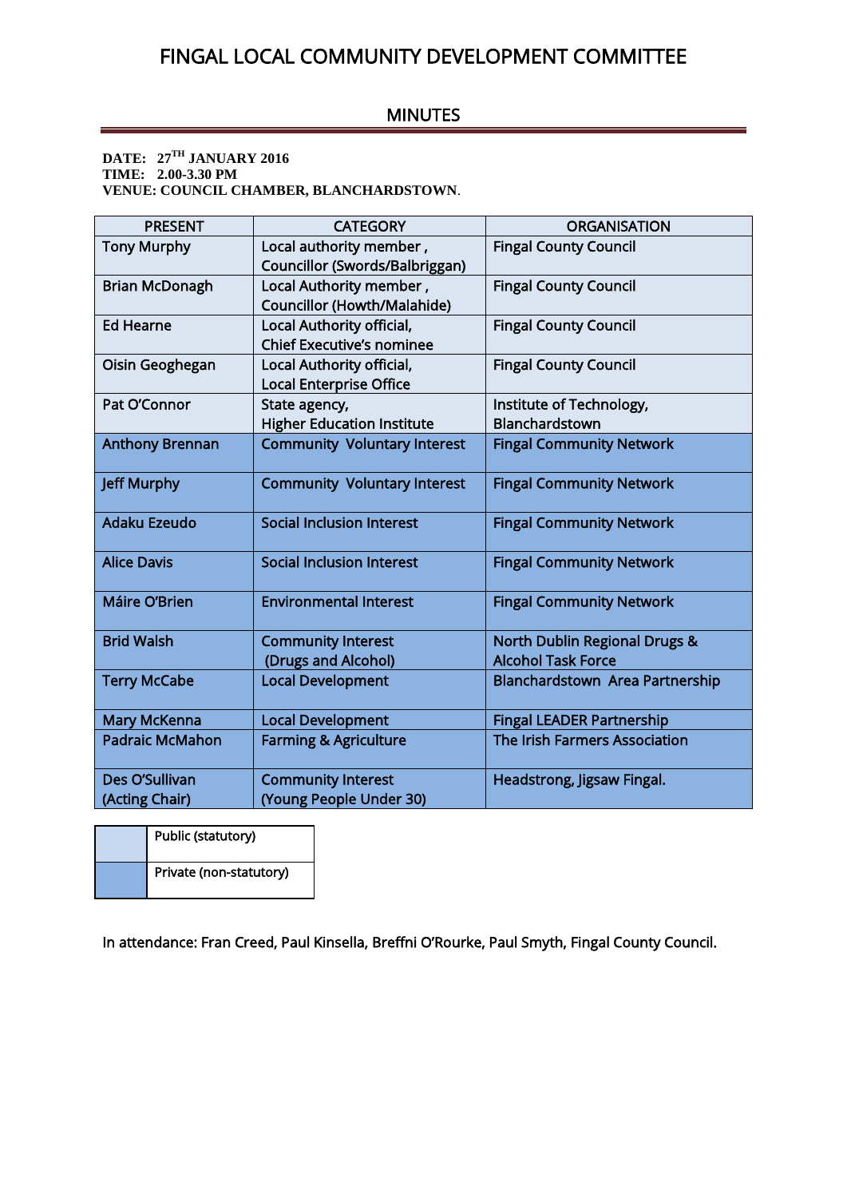# FINGAL LOCAL COMMUNITY DEVELOPMENT COMMITTEE

## MINUTES

**DATE: 27TH JANUARY 2016**
**TIME: 2.00-3.30 PM**
**VENUE: COUNCIL CHAMBER, BLANCHARDSTOWN**.

| PRESENT | CATEGORY | ORGANISATION |
|---|---|---|
| Tony Murphy | Local authority member , Councillor (Swords/Balbriggan) | Fingal County Council |
| Brian McDonagh | Local Authority member , Councillor (Howth/Malahide) | Fingal County Council |
| Ed Hearne | Local Authority official, Chief Executive's nominee | Fingal County Council |
| Oisin Geoghegan | Local Authority official, Local Enterprise Office | Fingal County Council |
| Pat O'Connor | State agency, Higher Education Institute | Institute of Technology, Blanchardstown |
| Anthony Brennan | Community Voluntary Interest | Fingal Community Network |
| Jeff Murphy | Community Voluntary Interest | Fingal Community Network |
| Adaku Ezeudo | Social Inclusion Interest | Fingal Community Network |
| Alice Davis | Social Inclusion Interest | Fingal Community Network |
| Máire O'Brien | Environmental Interest | Fingal Community Network |
| Brid Walsh | Community Interest (Drugs and Alcohol) | North Dublin Regional Drugs & Alcohol Task Force |
| Terry McCabe | Local Development | Blanchardstown Area Partnership |
| Mary McKenna | Local Development | Fingal LEADER Partnership |
| Padraic McMahon | Farming & Agriculture | The Irish Farmers Association |
| Des O'Sullivan (Acting Chair) | Community Interest (Young People Under 30) | Headstrong, Jigsaw Fingal. |

| | |
|---|---|
| | Public (statutory) |
| | Private (non-statutory) |

In attendance: Fran Creed, Paul Kinsella, Breffni O'Rourke, Paul Smyth, Fingal County Council.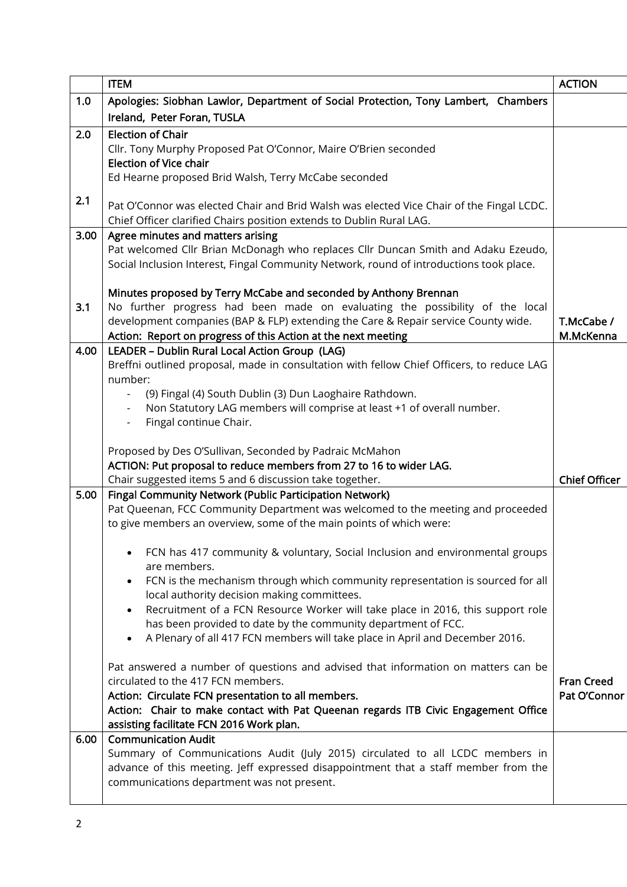| | ITEM | ACTION |
|---|---|---|
| 1.0 | Apologies: Siobhan Lawlor, Department of Social Protection, Tony Lambert, Chambers Ireland, Peter Foran, TUSLA | |
| 2.0<br><br><br><br>2.1 | **Election of Chair**<br>Cllr. Tony Murphy Proposed Pat O'Connor, Maire O'Brien seconded<br>**Election of Vice chair**<br>Ed Hearne proposed Brid Walsh, Terry McCabe seconded<br><br>Pat O'Connor was elected Chair and Brid Walsh was elected Vice Chair of the Fingal LCDC. Chief Officer clarified Chairs position extends to Dublin Rural LAG. | |
| 3.00<br><br><br><br>3.1 | **Agree minutes and matters arising**<br>Pat welcomed Cllr Brian McDonagh who replaces Cllr Duncan Smith and Adaku Ezeudo, Social Inclusion Interest, Fingal Community Network, round of introductions took place.<br><br>**Minutes proposed by Terry McCabe and seconded by Anthony Brennan**<br>No further progress had been made on evaluating the possibility of the local development companies (BAP & FLP) extending the Care & Repair service County wide.<br>**Action: Report on progress of this Action at the next meeting** | **T.McCabe / M.McKenna** |
| 4.00 | **LEADER – Dublin Rural Local Action Group (LAG)**<br>Breffni outlined proposal, made in consultation with fellow Chief Officers, to reduce LAG number:<br>- (9) Fingal (4) South Dublin (3) Dun Laoghaire Rathdown.<br>- Non Statutory LAG members will comprise at least +1 of overall number.<br>- Fingal continue Chair.<br><br>Proposed by Des O'Sullivan, Seconded by Padraic McMahon<br>**ACTION: Put proposal to reduce members from 27 to 16 to wider LAG.**<br>Chair suggested items 5 and 6 discussion take together. | **Chief Officer** |
| 5.00 | **Fingal Community Network (Public Participation Network)**<br>Pat Queenan, FCC Community Department was welcomed to the meeting and proceeded to give members an overview, some of the main points of which were:<br><br>• FCN has 417 community & voluntary, Social Inclusion and environmental groups are members.<br>• FCN is the mechanism through which community representation is sourced for all local authority decision making committees.<br>• Recruitment of a FCN Resource Worker will take place in 2016, this support role has been provided to date by the community department of FCC.<br>• A Plenary of all 417 FCN members will take place in April and December 2016.<br><br>Pat answered a number of questions and advised that information on matters can be circulated to the 417 FCN members.<br>**Action: Circulate FCN presentation to all members.**<br>**Action: Chair to make contact with Pat Queenan regards ITB Civic Engagement Office assisting facilitate FCN 2016 Work plan.** | **Fran Creed**<br>**Pat O'Connor** |
| 6.00 | **Communication Audit**<br>Summary of Communications Audit (July 2015) circulated to all LCDC members in advance of this meeting. Jeff expressed disappointment that a staff member from the communications department was not present. | |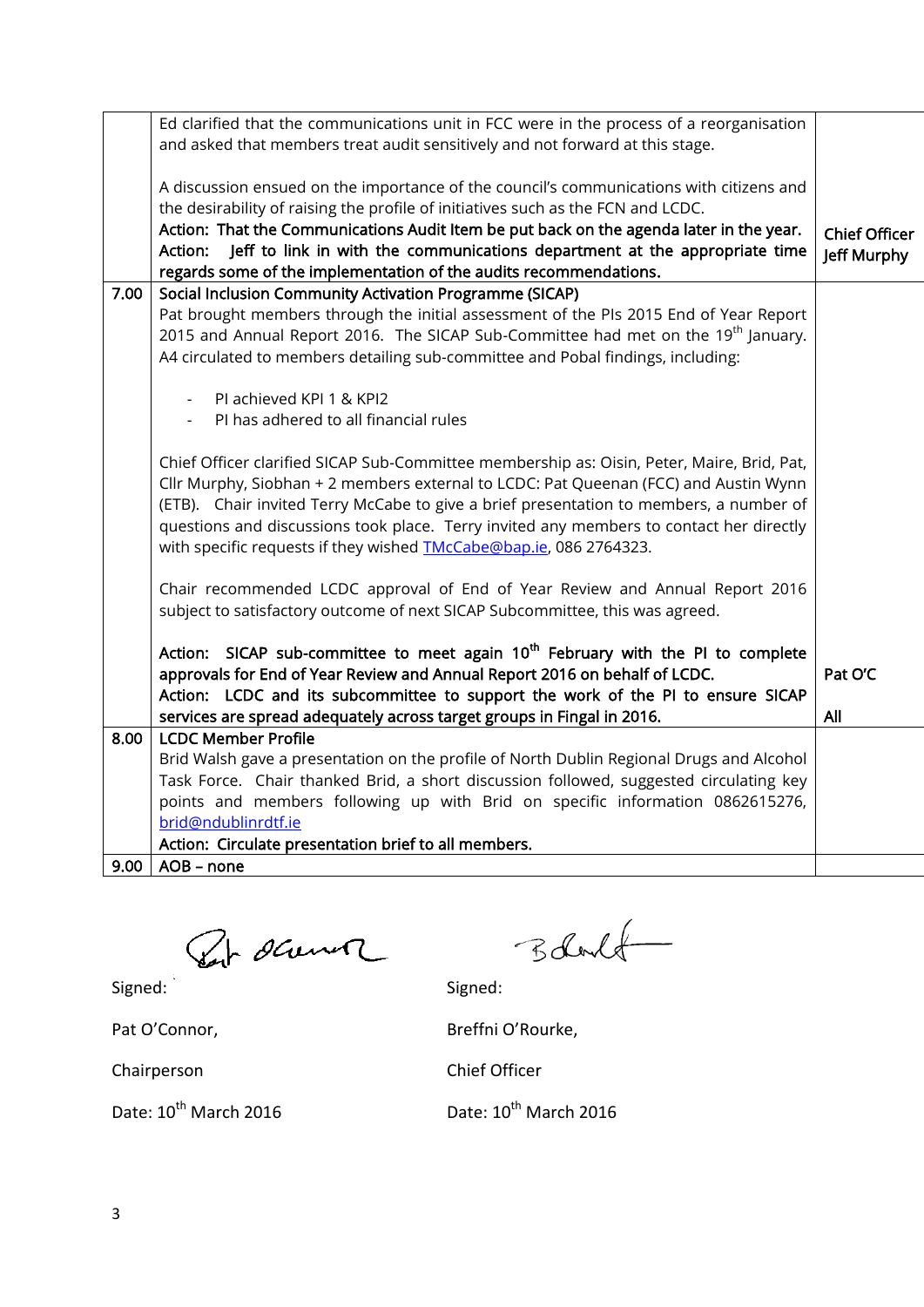| | | |
|---|---|---|
| | Ed clarified that the communications unit in FCC were in the process of a reorganisation and asked that members treat audit sensitively and not forward at this stage.<br><br>A discussion ensued on the importance of the council's communications with citizens and the desirability of raising the profile of initiatives such as the FCN and LCDC.<br>**Action: That the Communications Audit Item be put back on the agenda later in the year.**<br>**Action: Jeff to link in with the communications department at the appropriate time regards some of the implementation of the audits recommendations.** | **Chief Officer**<br>**Jeff Murphy** |
| 7.00 | **Social Inclusion Community Activation Programme (SICAP)**<br>Pat brought members through the initial assessment of the PIs 2015 End of Year Report 2015 and Annual Report 2016. The SICAP Sub-Committee had met on the 19th January. A4 circulated to members detailing sub-committee and Pobal findings, including:<br><br>- PI achieved KPI 1 & KPI2<br>- PI has adhered to all financial rules<br><br>Chief Officer clarified SICAP Sub-Committee membership as: Oisin, Peter, Maire, Brid, Pat, Cllr Murphy, Siobhan + 2 members external to LCDC: Pat Queenan (FCC) and Austin Wynn (ETB). Chair invited Terry McCabe to give a brief presentation to members, a number of questions and discussions took place. Terry invited any members to contact her directly with specific requests if they wished TMcCabe@bap.ie, 086 2764323.<br><br>Chair recommended LCDC approval of End of Year Review and Annual Report 2016 subject to satisfactory outcome of next SICAP Subcommittee, this was agreed.<br><br>**Action: SICAP sub-committee to meet again 10th February with the PI to complete approvals for End of Year Review and Annual Report 2016 on behalf of LCDC.**<br>**Action: LCDC and its subcommittee to support the work of the PI to ensure SICAP services are spread adequately across target groups in Fingal in 2016.** | **Pat O'C**<br><br>**All** |
| 8.00 | **LCDC Member Profile**<br>Brid Walsh gave a presentation on the profile of North Dublin Regional Drugs and Alcohol Task Force. Chair thanked Brid, a short discussion followed, suggested circulating key points and members following up with Brid on specific information 0862615276, brid@ndublinrdtf.ie<br>**Action: Circulate presentation brief to all members.** | |
| 9.00 | **AOB – none** | |

Signed:

Pat O'Connor,

Chairperson

Date: 10th March 2016

Signed:

Breffni O'Rourke,

Chief Officer

Date: 10th March 2016